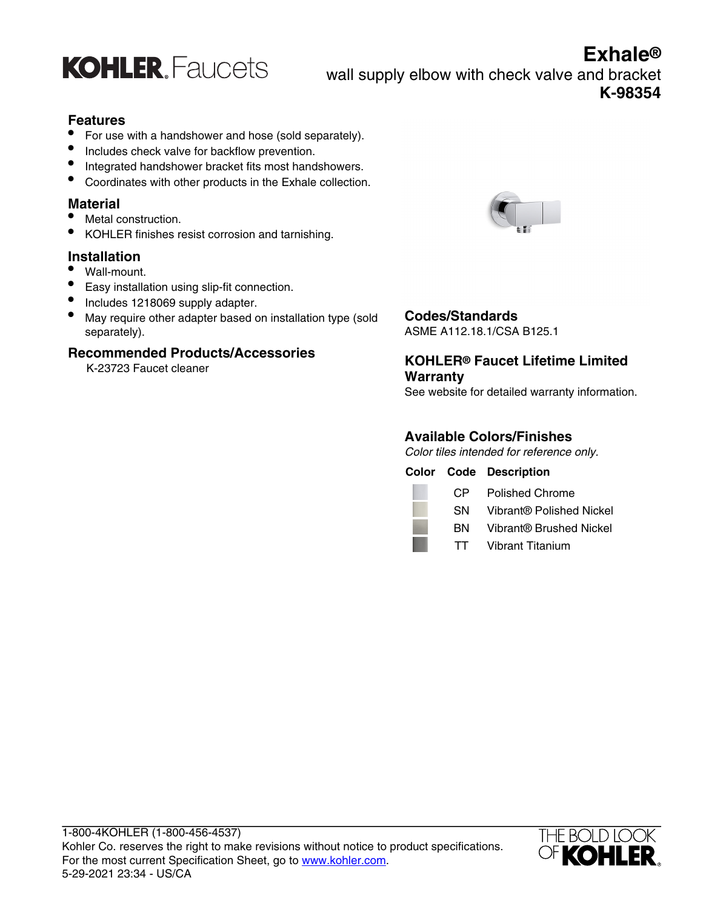# KOHLER. Faucets

# Exhale®

wall supply elbow with check valve and bracket

**K-98354**

## Features

- For use with a handshower and hose (sold separately).
- Includes check valve for backflow prevention.
- Integrated handshower bracket fits most handshowers.
- Coordinates with other products in the Exhale collection.

## Material

- Metal construction.
- KOHLER finishes resist corrosion and tarnishing.

## Installation

- Wall-mount.
- Easy installation using slip-fit connection.
- Includes 1218069 supply adapter.
- May require other adapter based on installation type (sold separately).

## Recommended Products/Accessories

K-23723 Faucet cleaner

## Codes/Standards

ASME A112.18.1/CSA B125.1

## KOHLER® Faucet Lifetime Limited Warranty

See website for detailed warranty information.

## Available Colors/Finishes

*Color tiles intended for reference only.*

| Color | Code | Description |
|---|---|---|
| | CP | Polished Chrome |
| | SN | Vibrant® Polished Nickel |
| | BN | Vibrant® Brushed Nickel |
| | TT | Vibrant Titanium |

1-800-4KOHLER (1-800-456-4537)
Kohler Co. reserves the right to make revisions without notice to product specifications.
For the most current Specification Sheet, go to www.kohler.com.
5-29-2021 23:34 - US/CA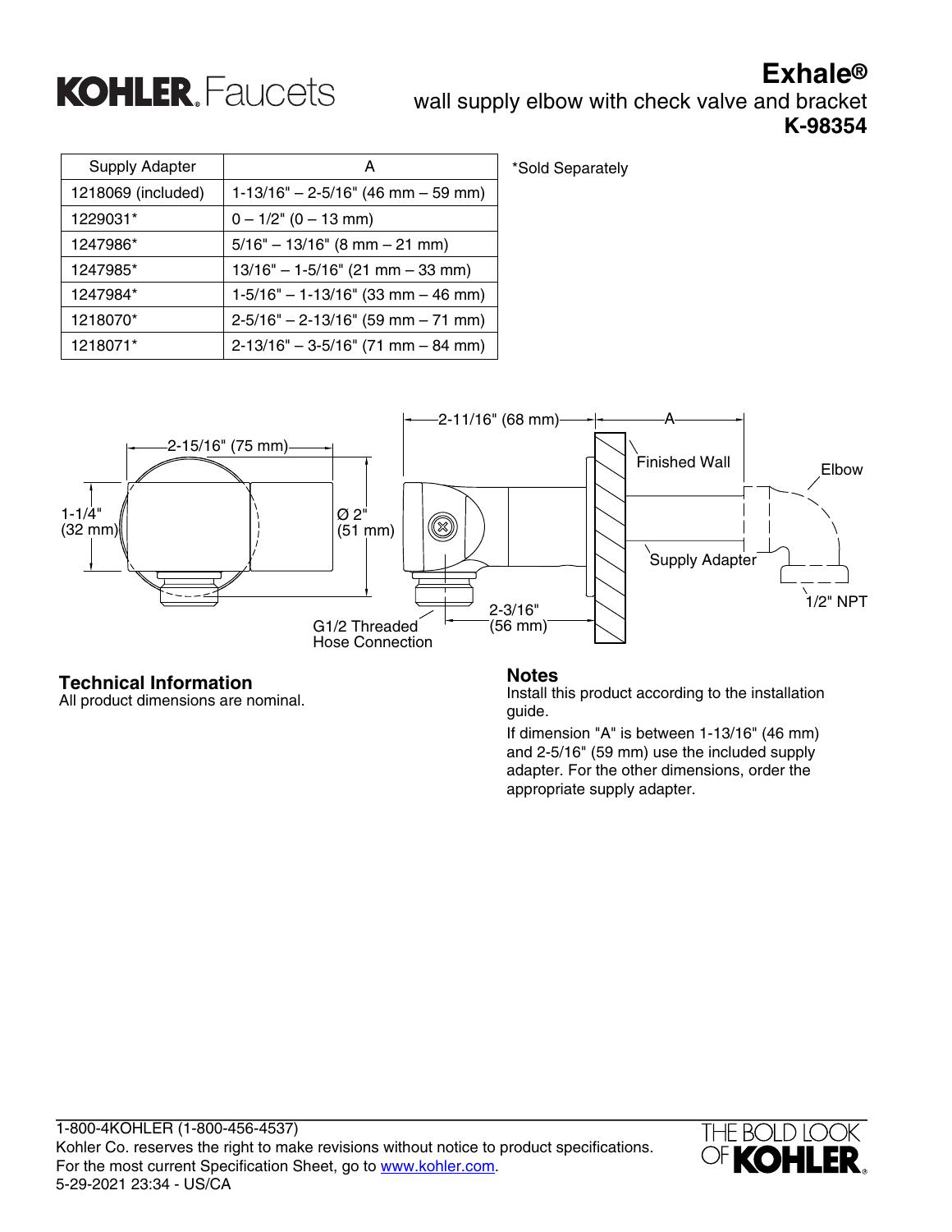# KOHLER. Faucets

## Exhale®

wall supply elbow with check valve and bracket

**K-98354**

| Supply Adapter | A |
| --- | --- |
| 1218069 (included) | 1-13/16" – 2-5/16" (46 mm – 59 mm) |
| 1229031* | 0 – 1/2" (0 – 13 mm) |
| 1247986* | 5/16" – 13/16" (8 mm – 21 mm) |
| 1247985* | 13/16" – 1-5/16" (21 mm – 33 mm) |
| 1247984* | 1-5/16" – 1-13/16" (33 mm – 46 mm) |
| 1218070* | 2-5/16" – 2-13/16" (59 mm – 71 mm) |
| 1218071* | 2-13/16" – 3-5/16" (71 mm – 84 mm) |

*Sold Separately

2-15/16" (75 mm)
1-1/4" (32 mm)
Ø 2" (51 mm)
2-11/16" (68 mm)
A
Finished Wall
Elbow
Supply Adapter
1/2" NPT
G1/2 Threaded Hose Connection
2-3/16" (56 mm)

## Technical Information

All product dimensions are nominal.

## Notes

Install this product according to the installation guide.

If dimension "A" is between 1-13/16" (46 mm) and 2-5/16" (59 mm) use the included supply adapter. For the other dimensions, order the appropriate supply adapter.

1-800-4KOHLER (1-800-456-4537)
Kohler Co. reserves the right to make revisions without notice to product specifications.
For the most current Specification Sheet, go to www.kohler.com.
5-29-2021 23:34 - US/CA

THE BOLD LOOK OF KOHLER.